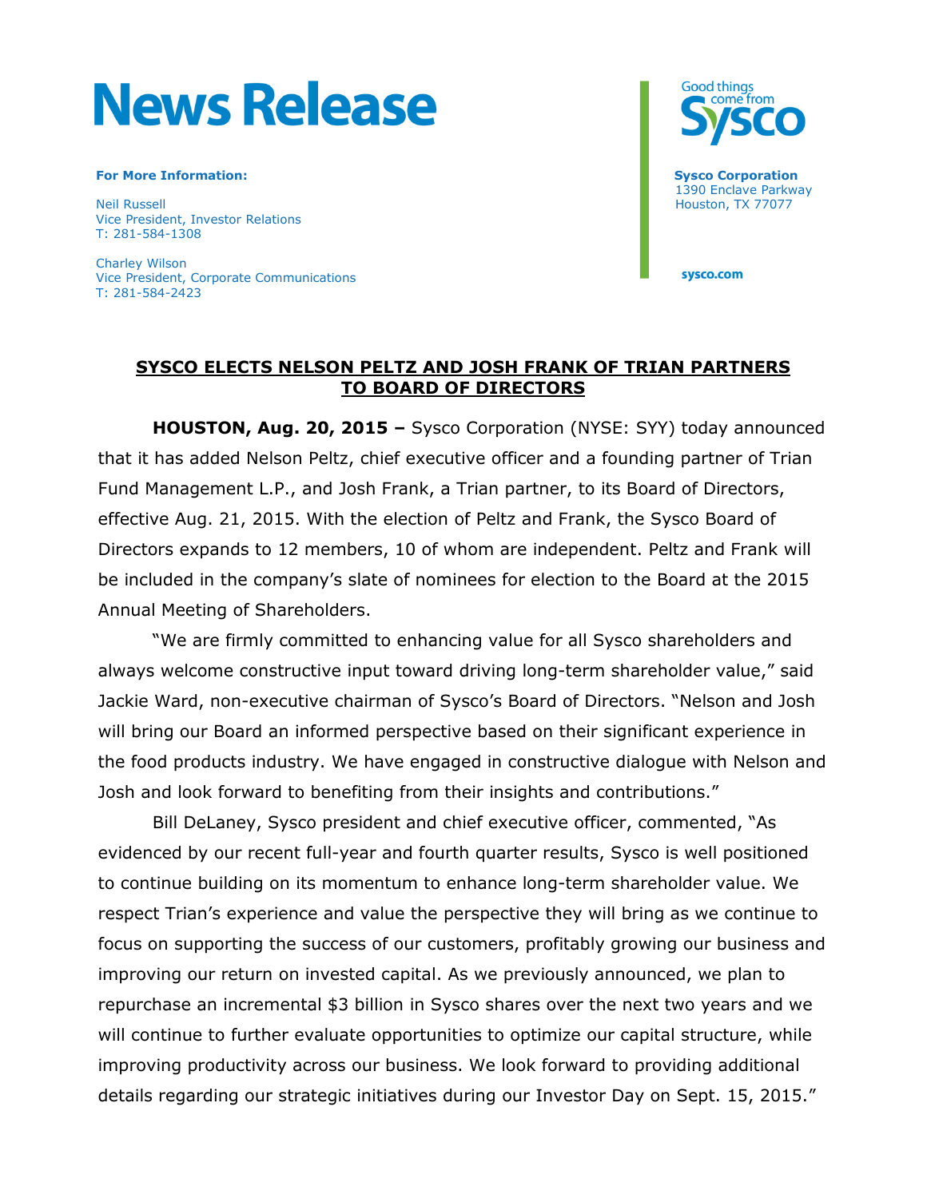# News Release

**For More Information:**

Neil Russell
Vice President, Investor Relations
T: 281-584-1308

Charley Wilson
Vice President, Corporate Communications
T: 281-584-2423

Good things come from Sysco

**Sysco Corporation**
1390 Enclave Parkway
Houston, TX 77077

sysco.com

## SYSCO ELECTS NELSON PELTZ AND JOSH FRANK OF TRIAN PARTNERS TO BOARD OF DIRECTORS

**HOUSTON, Aug. 20, 2015 –** Sysco Corporation (NYSE: SYY) today announced that it has added Nelson Peltz, chief executive officer and a founding partner of Trian Fund Management L.P., and Josh Frank, a Trian partner, to its Board of Directors, effective Aug. 21, 2015. With the election of Peltz and Frank, the Sysco Board of Directors expands to 12 members, 10 of whom are independent. Peltz and Frank will be included in the company's slate of nominees for election to the Board at the 2015 Annual Meeting of Shareholders.

"We are firmly committed to enhancing value for all Sysco shareholders and always welcome constructive input toward driving long-term shareholder value," said Jackie Ward, non-executive chairman of Sysco's Board of Directors. "Nelson and Josh will bring our Board an informed perspective based on their significant experience in the food products industry. We have engaged in constructive dialogue with Nelson and Josh and look forward to benefiting from their insights and contributions."

Bill DeLaney, Sysco president and chief executive officer, commented, "As evidenced by our recent full-year and fourth quarter results, Sysco is well positioned to continue building on its momentum to enhance long-term shareholder value. We respect Trian's experience and value the perspective they will bring as we continue to focus on supporting the success of our customers, profitably growing our business and improving our return on invested capital. As we previously announced, we plan to repurchase an incremental $3 billion in Sysco shares over the next two years and we will continue to further evaluate opportunities to optimize our capital structure, while improving productivity across our business. We look forward to providing additional details regarding our strategic initiatives during our Investor Day on Sept. 15, 2015."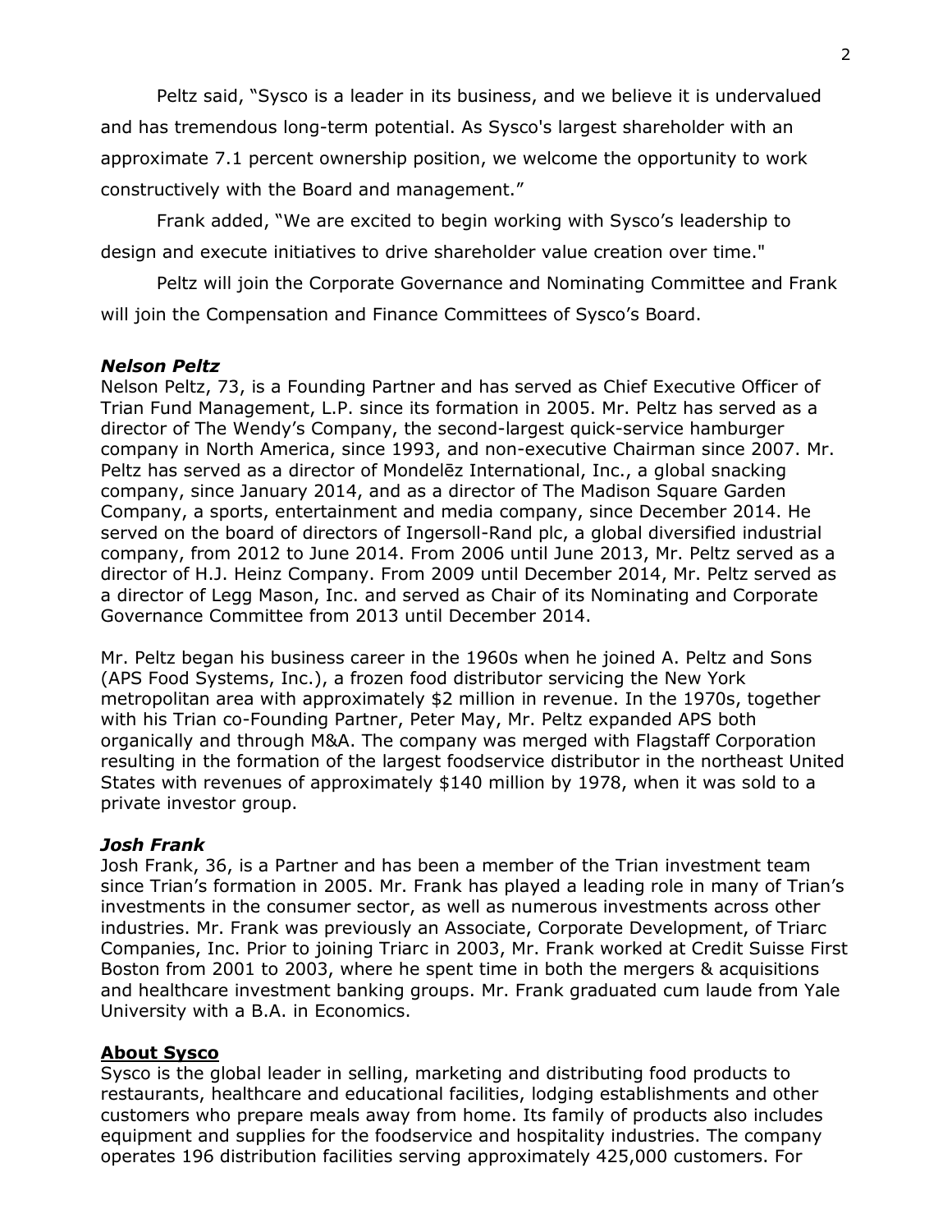Peltz said, "Sysco is a leader in its business, and we believe it is undervalued and has tremendous long-term potential. As Sysco's largest shareholder with an approximate 7.1 percent ownership position, we welcome the opportunity to work constructively with the Board and management."

Frank added, "We are excited to begin working with Sysco's leadership to design and execute initiatives to drive shareholder value creation over time."

Peltz will join the Corporate Governance and Nominating Committee and Frank will join the Compensation and Finance Committees of Sysco's Board.

***Nelson Peltz***

Nelson Peltz, 73, is a Founding Partner and has served as Chief Executive Officer of Trian Fund Management, L.P. since its formation in 2005. Mr. Peltz has served as a director of The Wendy's Company, the second-largest quick-service hamburger company in North America, since 1993, and non-executive Chairman since 2007. Mr. Peltz has served as a director of Mondelēz International, Inc., a global snacking company, since January 2014, and as a director of The Madison Square Garden Company, a sports, entertainment and media company, since December 2014. He served on the board of directors of Ingersoll-Rand plc, a global diversified industrial company, from 2012 to June 2014. From 2006 until June 2013, Mr. Peltz served as a director of H.J. Heinz Company. From 2009 until December 2014, Mr. Peltz served as a director of Legg Mason, Inc. and served as Chair of its Nominating and Corporate Governance Committee from 2013 until December 2014.

Mr. Peltz began his business career in the 1960s when he joined A. Peltz and Sons (APS Food Systems, Inc.), a frozen food distributor servicing the New York metropolitan area with approximately $2 million in revenue. In the 1970s, together with his Trian co-Founding Partner, Peter May, Mr. Peltz expanded APS both organically and through M&A. The company was merged with Flagstaff Corporation resulting in the formation of the largest foodservice distributor in the northeast United States with revenues of approximately $140 million by 1978, when it was sold to a private investor group.

***Josh Frank***

Josh Frank, 36, is a Partner and has been a member of the Trian investment team since Trian's formation in 2005. Mr. Frank has played a leading role in many of Trian's investments in the consumer sector, as well as numerous investments across other industries. Mr. Frank was previously an Associate, Corporate Development, of Triarc Companies, Inc. Prior to joining Triarc in 2003, Mr. Frank worked at Credit Suisse First Boston from 2001 to 2003, where he spent time in both the mergers & acquisitions and healthcare investment banking groups. Mr. Frank graduated cum laude from Yale University with a B.A. in Economics.

**About Sysco**

Sysco is the global leader in selling, marketing and distributing food products to restaurants, healthcare and educational facilities, lodging establishments and other customers who prepare meals away from home. Its family of products also includes equipment and supplies for the foodservice and hospitality industries. The company operates 196 distribution facilities serving approximately 425,000 customers. For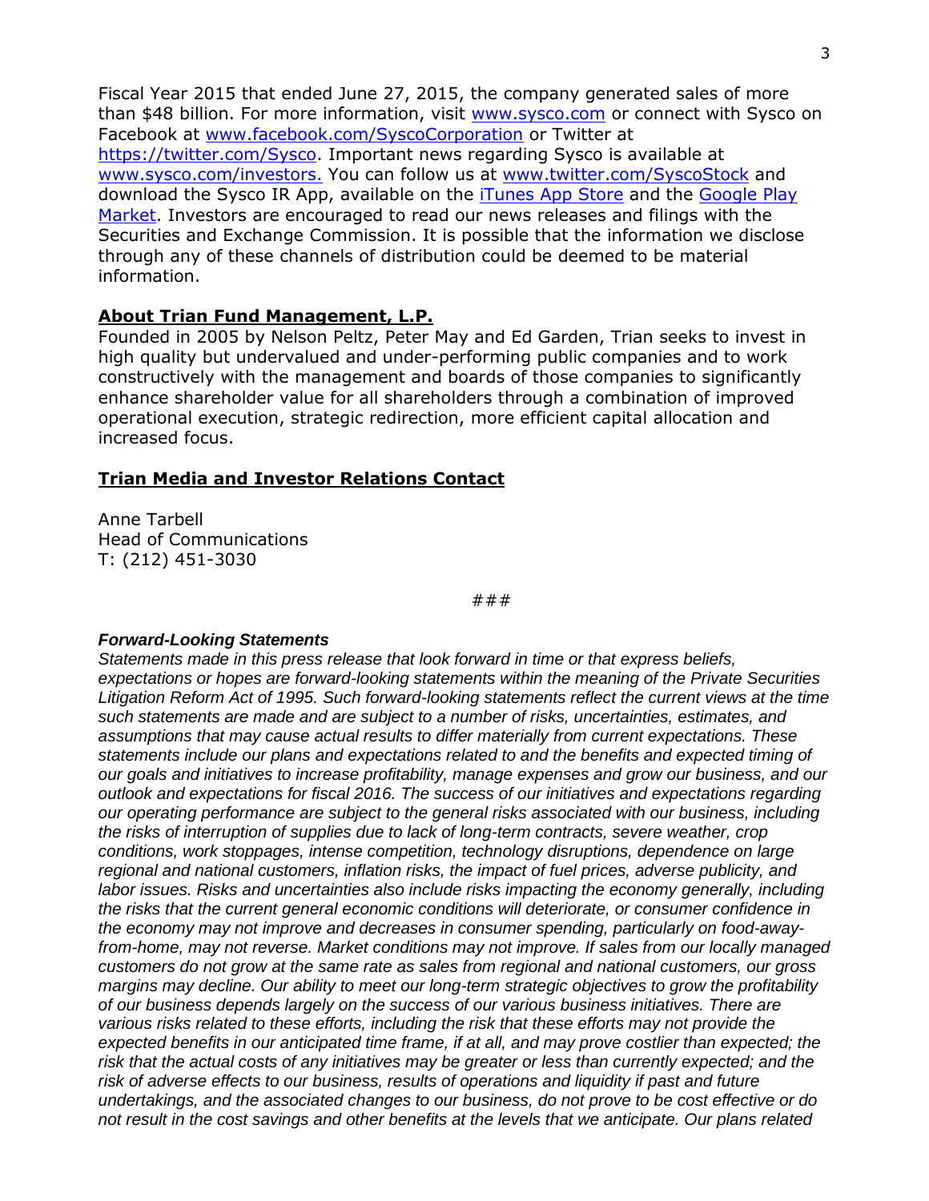Fiscal Year 2015 that ended June 27, 2015, the company generated sales of more than $48 billion. For more information, visit [www.sysco.com](http://www.sysco.com) or connect with Sysco on Facebook at [www.facebook.com/SyscoCorporation](http://www.facebook.com/SyscoCorporation) or Twitter at [https://twitter.com/Sysco](https://twitter.com/Sysco). Important news regarding Sysco is available at [www.sysco.com/investors.](http://www.sysco.com/investors) You can follow us at [www.twitter.com/SyscoStock](http://www.twitter.com/SyscoStock) and download the Sysco IR App, available on the iTunes App Store and the Google Play Market. Investors are encouraged to read our news releases and filings with the Securities and Exchange Commission. It is possible that the information we disclose through any of these channels of distribution could be deemed to be material information.

**About Trian Fund Management, L.P.**

Founded in 2005 by Nelson Peltz, Peter May and Ed Garden, Trian seeks to invest in high quality but undervalued and under-performing public companies and to work constructively with the management and boards of those companies to significantly enhance shareholder value for all shareholders through a combination of improved operational execution, strategic redirection, more efficient capital allocation and increased focus.

**Trian Media and Investor Relations Contact**

Anne Tarbell
Head of Communications
T: (212) 451-3030

###

***Forward-Looking Statements***

*Statements made in this press release that look forward in time or that express beliefs, expectations or hopes are forward-looking statements within the meaning of the Private Securities Litigation Reform Act of 1995. Such forward-looking statements reflect the current views at the time such statements are made and are subject to a number of risks, uncertainties, estimates, and assumptions that may cause actual results to differ materially from current expectations. These statements include our plans and expectations related to and the benefits and expected timing of our goals and initiatives to increase profitability, manage expenses and grow our business, and our outlook and expectations for fiscal 2016. The success of our initiatives and expectations regarding our operating performance are subject to the general risks associated with our business, including the risks of interruption of supplies due to lack of long-term contracts, severe weather, crop conditions, work stoppages, intense competition, technology disruptions, dependence on large regional and national customers, inflation risks, the impact of fuel prices, adverse publicity, and labor issues. Risks and uncertainties also include risks impacting the economy generally, including the risks that the current general economic conditions will deteriorate, or consumer confidence in the economy may not improve and decreases in consumer spending, particularly on food-away-from-home, may not reverse. Market conditions may not improve. If sales from our locally managed customers do not grow at the same rate as sales from regional and national customers, our gross margins may decline. Our ability to meet our long-term strategic objectives to grow the profitability of our business depends largely on the success of our various business initiatives. There are various risks related to these efforts, including the risk that these efforts may not provide the expected benefits in our anticipated time frame, if at all, and may prove costlier than expected; the risk that the actual costs of any initiatives may be greater or less than currently expected; and the risk of adverse effects to our business, results of operations and liquidity if past and future undertakings, and the associated changes to our business, do not prove to be cost effective or do not result in the cost savings and other benefits at the levels that we anticipate. Our plans related*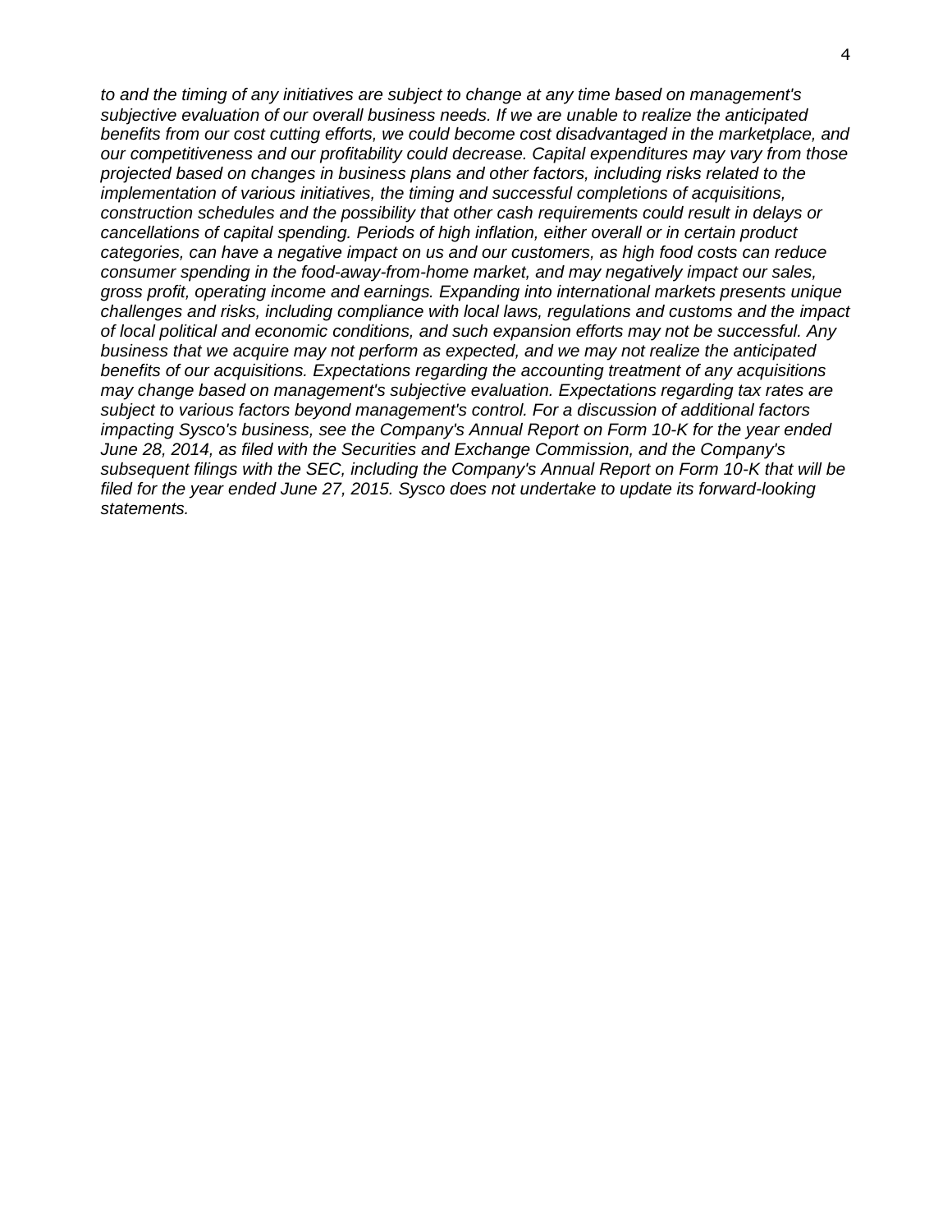*to and the timing of any initiatives are subject to change at any time based on management's subjective evaluation of our overall business needs. If we are unable to realize the anticipated benefits from our cost cutting efforts, we could become cost disadvantaged in the marketplace, and our competitiveness and our profitability could decrease. Capital expenditures may vary from those projected based on changes in business plans and other factors, including risks related to the implementation of various initiatives, the timing and successful completions of acquisitions, construction schedules and the possibility that other cash requirements could result in delays or cancellations of capital spending. Periods of high inflation, either overall or in certain product categories, can have a negative impact on us and our customers, as high food costs can reduce consumer spending in the food-away-from-home market, and may negatively impact our sales, gross profit, operating income and earnings. Expanding into international markets presents unique challenges and risks, including compliance with local laws, regulations and customs and the impact of local political and economic conditions, and such expansion efforts may not be successful. Any business that we acquire may not perform as expected, and we may not realize the anticipated benefits of our acquisitions. Expectations regarding the accounting treatment of any acquisitions may change based on management's subjective evaluation. Expectations regarding tax rates are subject to various factors beyond management's control. For a discussion of additional factors impacting Sysco's business, see the Company's Annual Report on Form 10-K for the year ended June 28, 2014, as filed with the Securities and Exchange Commission, and the Company's subsequent filings with the SEC, including the Company's Annual Report on Form 10-K that will be filed for the year ended June 27, 2015. Sysco does not undertake to update its forward-looking statements.*